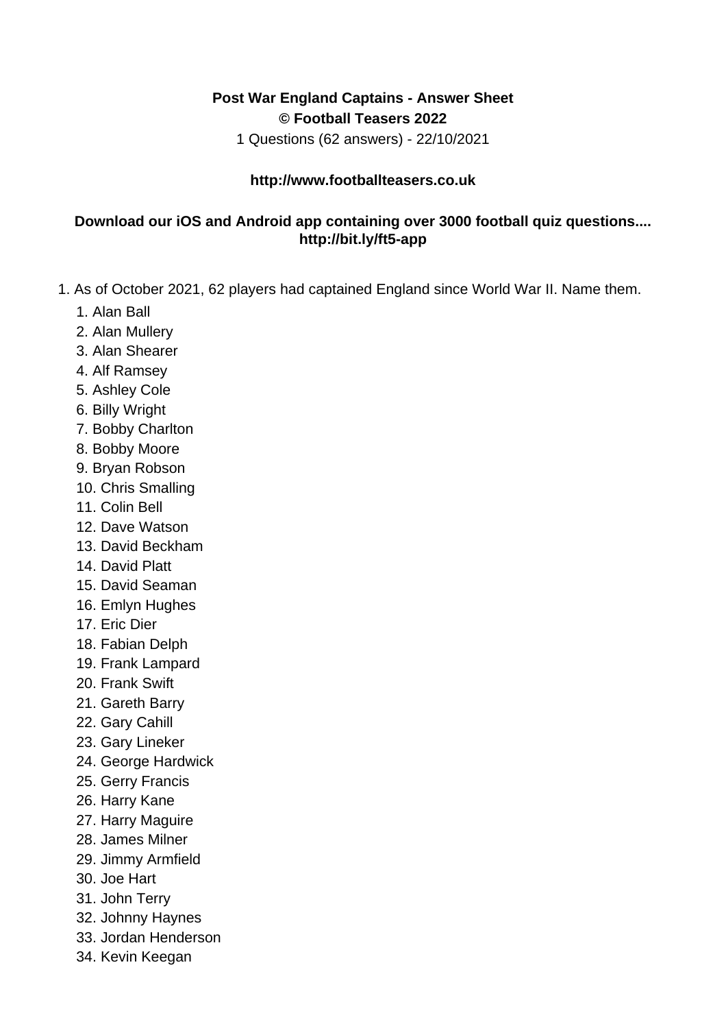**Post War England Captains - Answer Sheet**
**© Football Teasers 2022**

1 Questions (62 answers) - 22/10/2021

**http://www.footballteasers.co.uk**

**Download our iOS and Android app containing over 3000 football quiz questions.... http://bit.ly/ft5-app**

1. As of October 2021, 62 players had captained England since World War II. Name them.
   1. Alan Ball
   2. Alan Mullery
   3. Alan Shearer
   4. Alf Ramsey
   5. Ashley Cole
   6. Billy Wright
   7. Bobby Charlton
   8. Bobby Moore
   9. Bryan Robson
   10. Chris Smalling
   11. Colin Bell
   12. Dave Watson
   13. David Beckham
   14. David Platt
   15. David Seaman
   16. Emlyn Hughes
   17. Eric Dier
   18. Fabian Delph
   19. Frank Lampard
   20. Frank Swift
   21. Gareth Barry
   22. Gary Cahill
   23. Gary Lineker
   24. George Hardwick
   25. Gerry Francis
   26. Harry Kane
   27. Harry Maguire
   28. James Milner
   29. Jimmy Armfield
   30. Joe Hart
   31. John Terry
   32. Johnny Haynes
   33. Jordan Henderson
   34. Kevin Keegan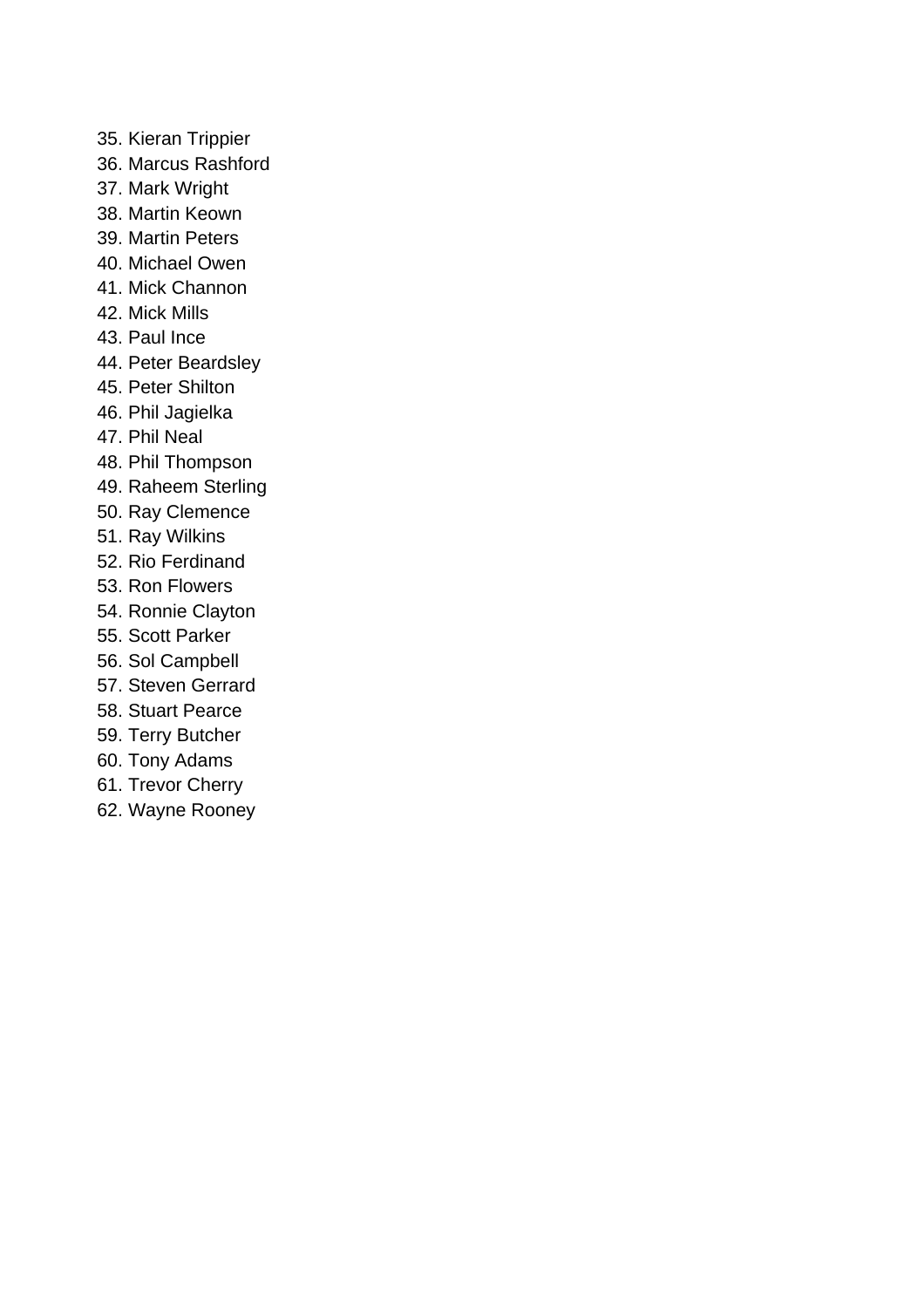35. Kieran Trippier
36. Marcus Rashford
37. Mark Wright
38. Martin Keown
39. Martin Peters
40. Michael Owen
41. Mick Channon
42. Mick Mills
43. Paul Ince
44. Peter Beardsley
45. Peter Shilton
46. Phil Jagielka
47. Phil Neal
48. Phil Thompson
49. Raheem Sterling
50. Ray Clemence
51. Ray Wilkins
52. Rio Ferdinand
53. Ron Flowers
54. Ronnie Clayton
55. Scott Parker
56. Sol Campbell
57. Steven Gerrard
58. Stuart Pearce
59. Terry Butcher
60. Tony Adams
61. Trevor Cherry
62. Wayne Rooney